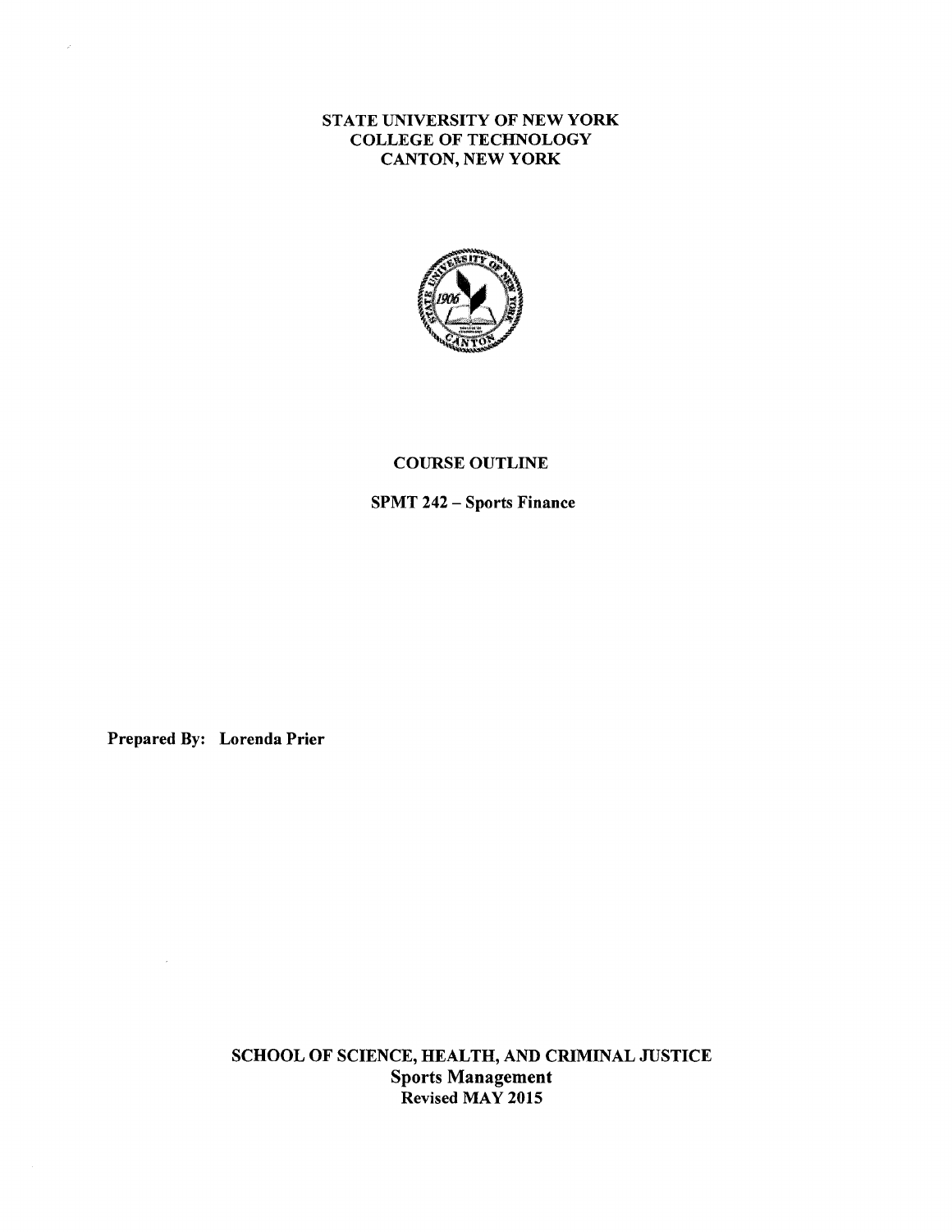**STATE UNIVERSITY OF NEW YORK**
**COLLEGE OF TECHNOLOGY**
**CANTON, NEW YORK**

# COURSE OUTLINE

## SPMT 242 – Sports Finance

**Prepared By: Lorenda Prier**

**SCHOOL OF SCIENCE, HEALTH, AND CRIMINAL JUSTICE**
**Sports Management**
**Revised MAY 2015**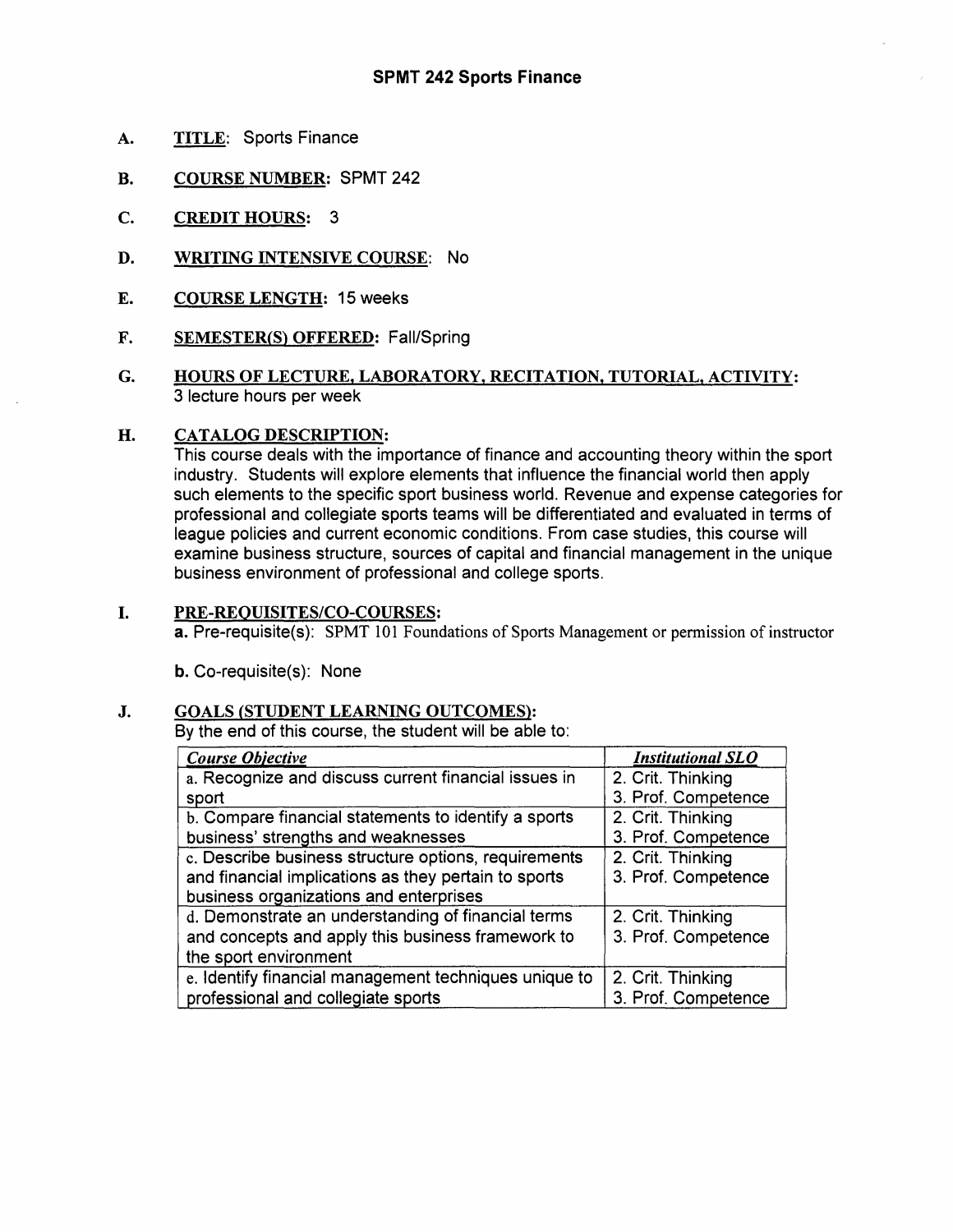# SPMT 242 Sports Finance

**A.** <u>TITLE</u>: Sports Finance

**B.** <u>COURSE NUMBER</u>: SPMT 242

**C.** <u>CREDIT HOURS</u>: 3

**D.** <u>WRITING INTENSIVE COURSE</u>: No

**E.** <u>COURSE LENGTH</u>: 15 weeks

**F.** <u>SEMESTER(S) OFFERED</u>: Fall/Spring

**G.** <u>HOURS OF LECTURE, LABORATORY, RECITATION, TUTORIAL, ACTIVITY</u>:
3 lecture hours per week

**H.** <u>CATALOG DESCRIPTION</u>:
This course deals with the importance of finance and accounting theory within the sport industry. Students will explore elements that influence the financial world then apply such elements to the specific sport business world. Revenue and expense categories for professional and collegiate sports teams will be differentiated and evaluated in terms of league policies and current economic conditions. From case studies, this course will examine business structure, sources of capital and financial management in the unique business environment of professional and college sports.

**I.** <u>PRE-REQUISITES/CO-COURSES</u>:
**a.** Pre-requisite(s): SPMT 101 Foundations of Sports Management or permission of instructor

**b.** Co-requisite(s): None

**J.** <u>GOALS (STUDENT LEARNING OUTCOMES)</u>:
By the end of this course, the student will be able to:

| *Course Objective* | *Institutional SLO* |
|---|---|
| a. Recognize and discuss current financial issues in sport | 2. Crit. Thinking<br>3. Prof. Competence |
| b. Compare financial statements to identify a sports business' strengths and weaknesses | 2. Crit. Thinking<br>3. Prof. Competence |
| c. Describe business structure options, requirements and financial implications as they pertain to sports business organizations and enterprises | 2. Crit. Thinking<br>3. Prof. Competence |
| d. Demonstrate an understanding of financial terms and concepts and apply this business framework to the sport environment | 2. Crit. Thinking<br>3. Prof. Competence |
| e. Identify financial management techniques unique to professional and collegiate sports | 2. Crit. Thinking<br>3. Prof. Competence |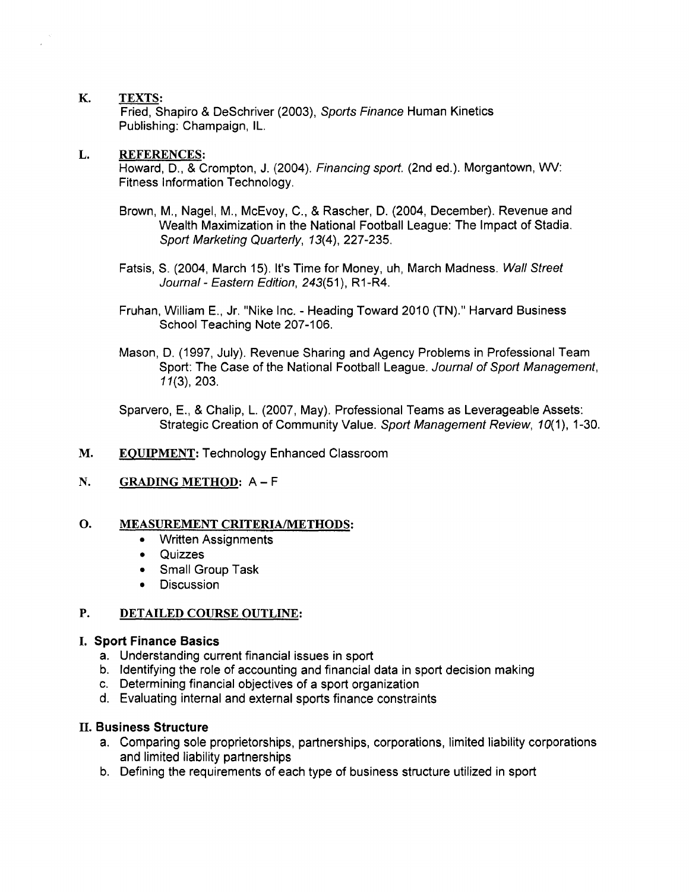**K. TEXTS:**

Fried, Shapiro & DeSchriver (2003), *Sports Finance* Human Kinetics Publishing: Champaign, IL.

**L. REFERENCES:**

Howard, D., & Crompton, J. (2004). *Financing sport.* (2nd ed.). Morgantown, WV: Fitness Information Technology.

Brown, M., Nagel, M., McEvoy, C., & Rascher, D. (2004, December). Revenue and Wealth Maximization in the National Football League: The Impact of Stadia. *Sport Marketing Quarterly, 13*(4), 227-235.

Fatsis, S. (2004, March 15). It's Time for Money, uh, March Madness. *Wall Street Journal - Eastern Edition, 243*(51), R1-R4.

Fruhan, William E., Jr. "Nike Inc. - Heading Toward 2010 (TN)." Harvard Business School Teaching Note 207-106.

Mason, D. (1997, July). Revenue Sharing and Agency Problems in Professional Team Sport: The Case of the National Football League. *Journal of Sport Management, 11*(3), 203.

Sparvero, E., & Chalip, L. (2007, May). Professional Teams as Leverageable Assets: Strategic Creation of Community Value. *Sport Management Review, 10*(1), 1-30.

**M. EQUIPMENT:** Technology Enhanced Classroom

**N. GRADING METHOD:** A – F

**O. MEASUREMENT CRITERIA/METHODS:**

- Written Assignments
- Quizzes
- Small Group Task
- Discussion

**P. DETAILED COURSE OUTLINE:**

**I. Sport Finance Basics**

a. Understanding current financial issues in sport
b. Identifying the role of accounting and financial data in sport decision making
c. Determining financial objectives of a sport organization
d. Evaluating internal and external sports finance constraints

**II. Business Structure**

a. Comparing sole proprietorships, partnerships, corporations, limited liability corporations and limited liability partnerships
b. Defining the requirements of each type of business structure utilized in sport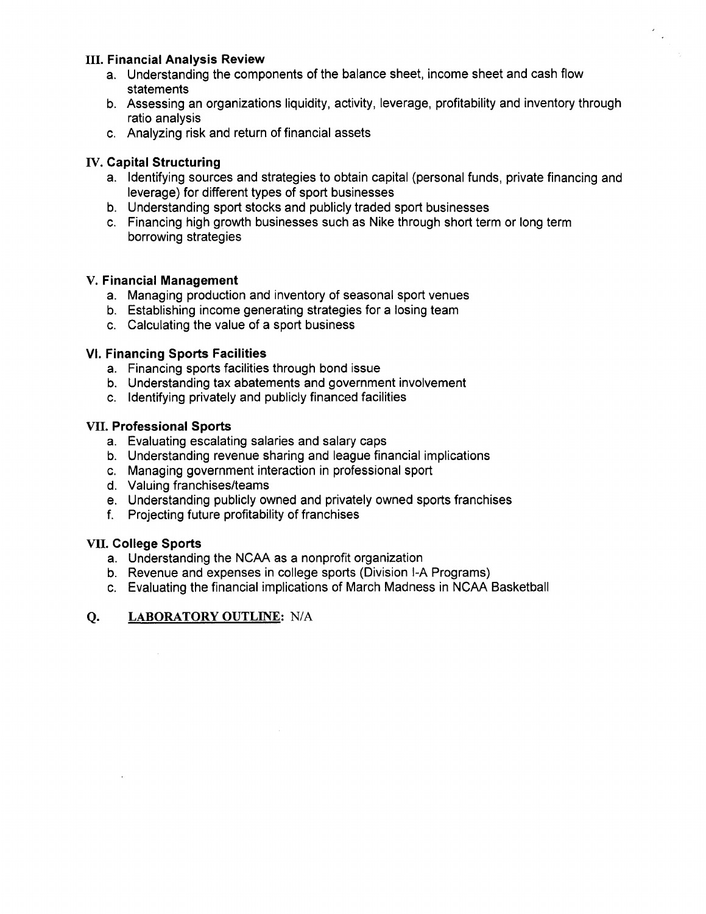**III. Financial Analysis Review**

a. Understanding the components of the balance sheet, income sheet and cash flow statements
b. Assessing an organizations liquidity, activity, leverage, profitability and inventory through ratio analysis
c. Analyzing risk and return of financial assets

**IV. Capital Structuring**

a. Identifying sources and strategies to obtain capital (personal funds, private financing and leverage) for different types of sport businesses
b. Understanding sport stocks and publicly traded sport businesses
c. Financing high growth businesses such as Nike through short term or long term borrowing strategies

**V. Financial Management**

a. Managing production and inventory of seasonal sport venues
b. Establishing income generating strategies for a losing team
c. Calculating the value of a sport business

**VI. Financing Sports Facilities**

a. Financing sports facilities through bond issue
b. Understanding tax abatements and government involvement
c. Identifying privately and publicly financed facilities

**VII. Professional Sports**

a. Evaluating escalating salaries and salary caps
b. Understanding revenue sharing and league financial implications
c. Managing government interaction in professional sport
d. Valuing franchises/teams
e. Understanding publicly owned and privately owned sports franchises
f. Projecting future profitability of franchises

**VII. College Sports**

a. Understanding the NCAA as a nonprofit organization
b. Revenue and expenses in college sports (Division I-A Programs)
c. Evaluating the financial implications of March Madness in NCAA Basketball

**Q. LABORATORY OUTLINE:** N/A